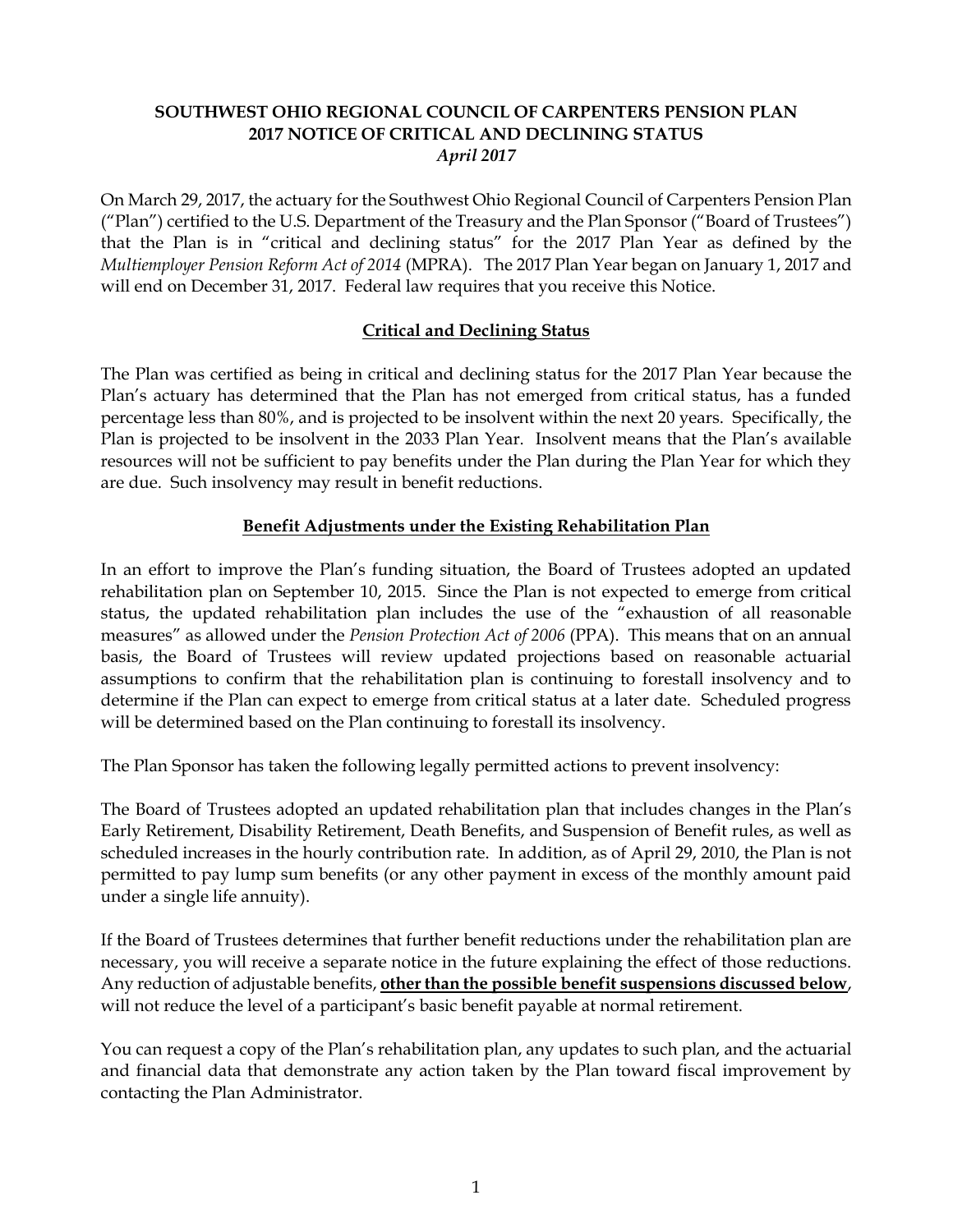**SOUTHWEST OHIO REGIONAL COUNCIL OF CARPENTERS PENSION PLAN**
**2017 NOTICE OF CRITICAL AND DECLINING STATUS**
***April 2017***

On March 29, 2017, the actuary for the Southwest Ohio Regional Council of Carpenters Pension Plan ("Plan") certified to the U.S. Department of the Treasury and the Plan Sponsor ("Board of Trustees") that the Plan is in "critical and declining status" for the 2017 Plan Year as defined by the *Multiemployer Pension Reform Act of 2014* (MPRA). The 2017 Plan Year began on January 1, 2017 and will end on December 31, 2017. Federal law requires that you receive this Notice.

## Critical and Declining Status

The Plan was certified as being in critical and declining status for the 2017 Plan Year because the Plan's actuary has determined that the Plan has not emerged from critical status, has a funded percentage less than 80%, and is projected to be insolvent within the next 20 years. Specifically, the Plan is projected to be insolvent in the 2033 Plan Year. Insolvent means that the Plan's available resources will not be sufficient to pay benefits under the Plan during the Plan Year for which they are due. Such insolvency may result in benefit reductions.

## Benefit Adjustments under the Existing Rehabilitation Plan

In an effort to improve the Plan's funding situation, the Board of Trustees adopted an updated rehabilitation plan on September 10, 2015. Since the Plan is not expected to emerge from critical status, the updated rehabilitation plan includes the use of the "exhaustion of all reasonable measures" as allowed under the *Pension Protection Act of 2006* (PPA). This means that on an annual basis, the Board of Trustees will review updated projections based on reasonable actuarial assumptions to confirm that the rehabilitation plan is continuing to forestall insolvency and to determine if the Plan can expect to emerge from critical status at a later date. Scheduled progress will be determined based on the Plan continuing to forestall its insolvency.

The Plan Sponsor has taken the following legally permitted actions to prevent insolvency:

The Board of Trustees adopted an updated rehabilitation plan that includes changes in the Plan's Early Retirement, Disability Retirement, Death Benefits, and Suspension of Benefit rules, as well as scheduled increases in the hourly contribution rate. In addition, as of April 29, 2010, the Plan is not permitted to pay lump sum benefits (or any other payment in excess of the monthly amount paid under a single life annuity).

If the Board of Trustees determines that further benefit reductions under the rehabilitation plan are necessary, you will receive a separate notice in the future explaining the effect of those reductions. Any reduction of adjustable benefits, **other than the possible benefit suspensions discussed below**, will not reduce the level of a participant's basic benefit payable at normal retirement.

You can request a copy of the Plan's rehabilitation plan, any updates to such plan, and the actuarial and financial data that demonstrate any action taken by the Plan toward fiscal improvement by contacting the Plan Administrator.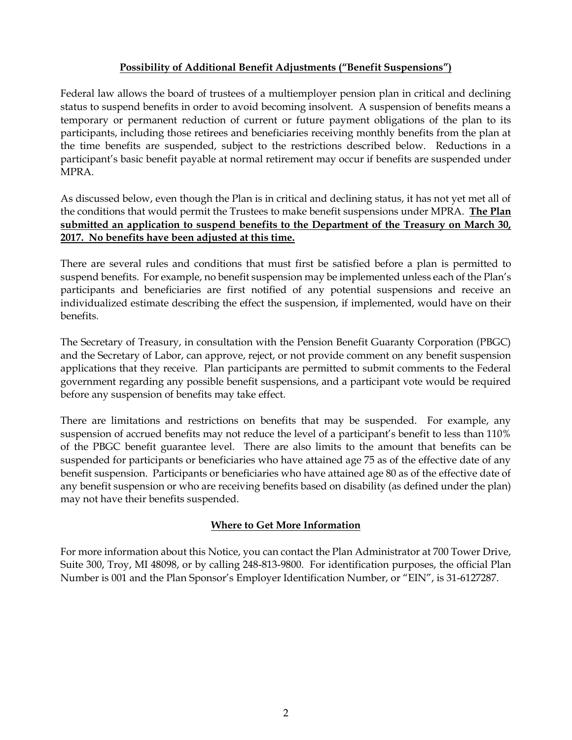## Possibility of Additional Benefit Adjustments ("Benefit Suspensions")

Federal law allows the board of trustees of a multiemployer pension plan in critical and declining status to suspend benefits in order to avoid becoming insolvent. A suspension of benefits means a temporary or permanent reduction of current or future payment obligations of the plan to its participants, including those retirees and beneficiaries receiving monthly benefits from the plan at the time benefits are suspended, subject to the restrictions described below. Reductions in a participant's basic benefit payable at normal retirement may occur if benefits are suspended under MPRA.

As discussed below, even though the Plan is in critical and declining status, it has not yet met all of the conditions that would permit the Trustees to make benefit suspensions under MPRA. **The Plan submitted an application to suspend benefits to the Department of the Treasury on March 30, 2017. No benefits have been adjusted at this time.**

There are several rules and conditions that must first be satisfied before a plan is permitted to suspend benefits. For example, no benefit suspension may be implemented unless each of the Plan's participants and beneficiaries are first notified of any potential suspensions and receive an individualized estimate describing the effect the suspension, if implemented, would have on their benefits.

The Secretary of Treasury, in consultation with the Pension Benefit Guaranty Corporation (PBGC) and the Secretary of Labor, can approve, reject, or not provide comment on any benefit suspension applications that they receive. Plan participants are permitted to submit comments to the Federal government regarding any possible benefit suspensions, and a participant vote would be required before any suspension of benefits may take effect.

There are limitations and restrictions on benefits that may be suspended. For example, any suspension of accrued benefits may not reduce the level of a participant's benefit to less than 110% of the PBGC benefit guarantee level. There are also limits to the amount that benefits can be suspended for participants or beneficiaries who have attained age 75 as of the effective date of any benefit suspension. Participants or beneficiaries who have attained age 80 as of the effective date of any benefit suspension or who are receiving benefits based on disability (as defined under the plan) may not have their benefits suspended.

## Where to Get More Information

For more information about this Notice, you can contact the Plan Administrator at 700 Tower Drive, Suite 300, Troy, MI 48098, or by calling 248-813-9800. For identification purposes, the official Plan Number is 001 and the Plan Sponsor's Employer Identification Number, or "EIN", is 31-6127287.